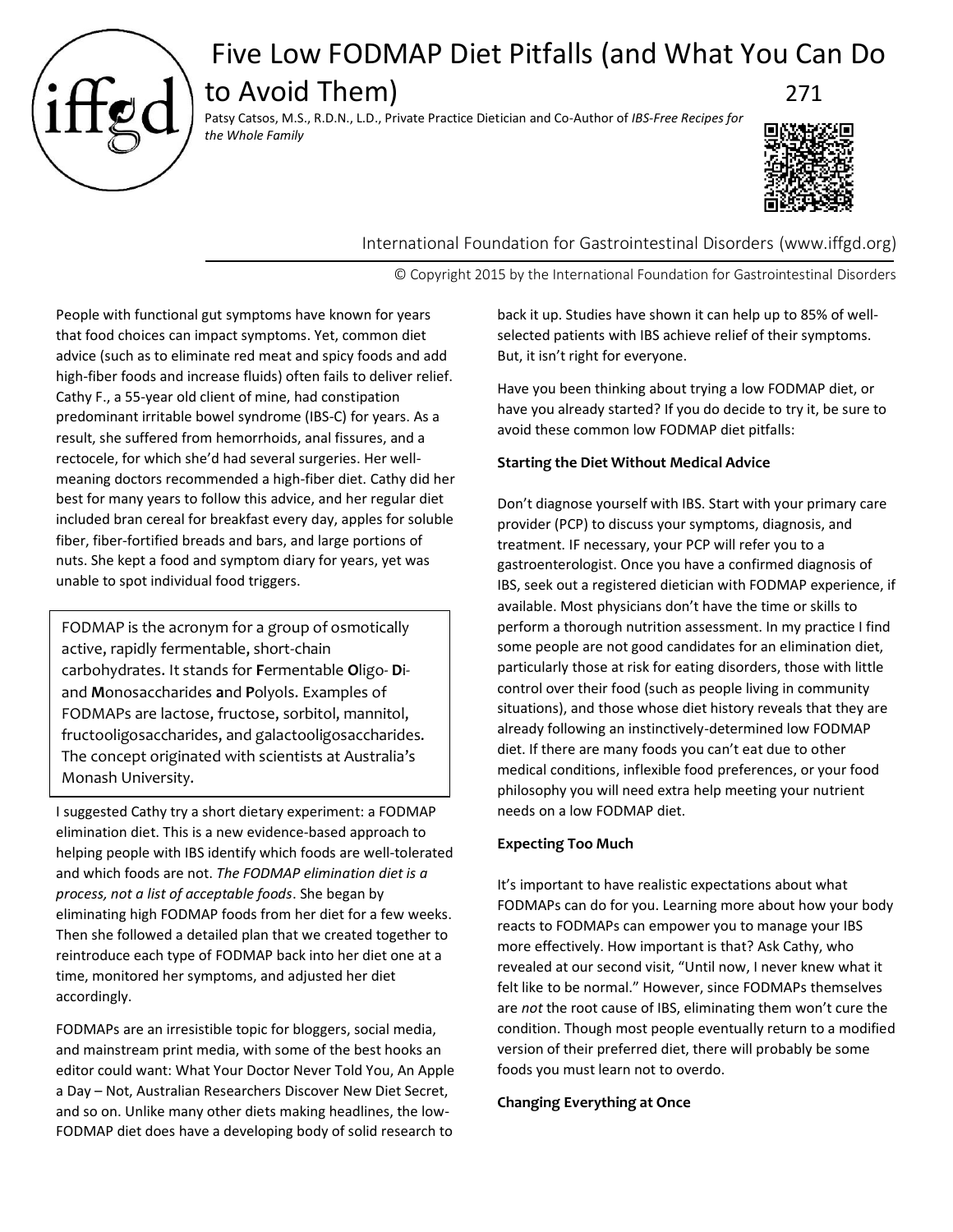# Five Low FODMAP Diet Pitfalls (and What You Can Do to Avoid Them)

271

Patsy Catsos, M.S., R.D.N., L.D., Private Practice Dietician and Co-Author of *IBS-Free Recipes for the Whole Family*

International Foundation for Gastrointestinal Disorders (www.iffgd.org)

© Copyright 2015 by the International Foundation for Gastrointestinal Disorders

People with functional gut symptoms have known for years that food choices can impact symptoms. Yet, common diet advice (such as to eliminate red meat and spicy foods and add high-fiber foods and increase fluids) often fails to deliver relief. Cathy F., a 55-year old client of mine, had constipation predominant irritable bowel syndrome (IBS-C) for years. As a result, she suffered from hemorrhoids, anal fissures, and a rectocele, for which she'd had several surgeries. Her well-meaning doctors recommended a high-fiber diet. Cathy did her best for many years to follow this advice, and her regular diet included bran cereal for breakfast every day, apples for soluble fiber, fiber-fortified breads and bars, and large portions of nuts. She kept a food and symptom diary for years, yet was unable to spot individual food triggers.

> FODMAP is the acronym for a group of osmotically active, rapidly fermentable, short-chain carbohydrates. It stands for **F**ermentable **O**ligo- **D**i- and **M**onosaccharides **a**nd **P**olyols. Examples of FODMAPs are lactose, fructose, sorbitol, mannitol, fructooligosaccharides, and galactooligosaccharides. The concept originated with scientists at Australia's Monash University.

I suggested Cathy try a short dietary experiment: a FODMAP elimination diet. This is a new evidence-based approach to helping people with IBS identify which foods are well-tolerated and which foods are not. *The FODMAP elimination diet is a process, not a list of acceptable foods*. She began by eliminating high FODMAP foods from her diet for a few weeks. Then she followed a detailed plan that we created together to reintroduce each type of FODMAP back into her diet one at a time, monitored her symptoms, and adjusted her diet accordingly.

FODMAPs are an irresistible topic for bloggers, social media, and mainstream print media, with some of the best hooks an editor could want: What Your Doctor Never Told You, An Apple a Day – Not, Australian Researchers Discover New Diet Secret, and so on. Unlike many other diets making headlines, the low-FODMAP diet does have a developing body of solid research to back it up. Studies have shown it can help up to 85% of well-selected patients with IBS achieve relief of their symptoms. But, it isn't right for everyone.

Have you been thinking about trying a low FODMAP diet, or have you already started? If you do decide to try it, be sure to avoid these common low FODMAP diet pitfalls:

**Starting the Diet Without Medical Advice**

Don't diagnose yourself with IBS. Start with your primary care provider (PCP) to discuss your symptoms, diagnosis, and treatment. IF necessary, your PCP will refer you to a gastroenterologist. Once you have a confirmed diagnosis of IBS, seek out a registered dietician with FODMAP experience, if available. Most physicians don't have the time or skills to perform a thorough nutrition assessment. In my practice I find some people are not good candidates for an elimination diet, particularly those at risk for eating disorders, those with little control over their food (such as people living in community situations), and those whose diet history reveals that they are already following an instinctively-determined low FODMAP diet. If there are many foods you can't eat due to other medical conditions, inflexible food preferences, or your food philosophy you will need extra help meeting your nutrient needs on a low FODMAP diet.

**Expecting Too Much**

It's important to have realistic expectations about what FODMAPs can do for you. Learning more about how your body reacts to FODMAPs can empower you to manage your IBS more effectively. How important is that? Ask Cathy, who revealed at our second visit, "Until now, I never knew what it felt like to be normal." However, since FODMAPs themselves are *not* the root cause of IBS, eliminating them won't cure the condition. Though most people eventually return to a modified version of their preferred diet, there will probably be some foods you must learn not to overdo.

**Changing Everything at Once**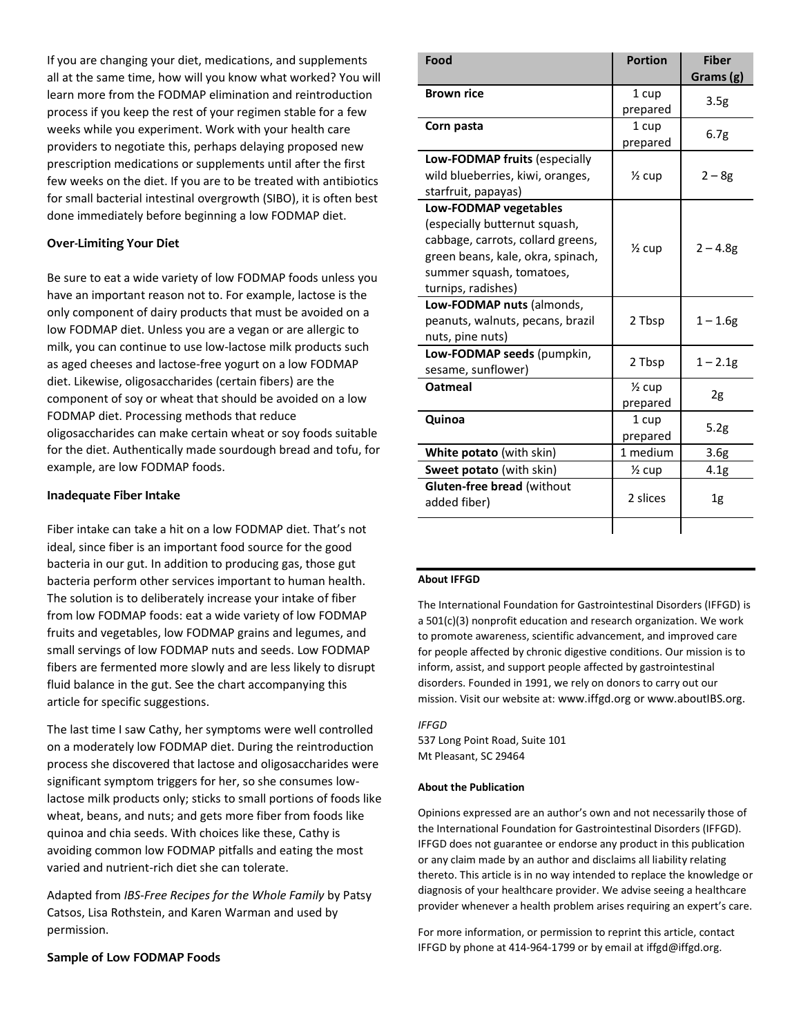If you are changing your diet, medications, and supplements all at the same time, how will you know what worked? You will learn more from the FODMAP elimination and reintroduction process if you keep the rest of your regimen stable for a few weeks while you experiment. Work with your health care providers to negotiate this, perhaps delaying proposed new prescription medications or supplements until after the first few weeks on the diet. If you are to be treated with antibiotics for small bacterial intestinal overgrowth (SIBO), it is often best done immediately before beginning a low FODMAP diet.

### Over-Limiting Your Diet

Be sure to eat a wide variety of low FODMAP foods unless you have an important reason not to. For example, lactose is the only component of dairy products that must be avoided on a low FODMAP diet. Unless you are a vegan or are allergic to milk, you can continue to use low-lactose milk products such as aged cheeses and lactose-free yogurt on a low FODMAP diet. Likewise, oligosaccharides (certain fibers) are the component of soy or wheat that should be avoided on a low FODMAP diet. Processing methods that reduce oligosaccharides can make certain wheat or soy foods suitable for the diet. Authentically made sourdough bread and tofu, for example, are low FODMAP foods.

### Inadequate Fiber Intake

Fiber intake can take a hit on a low FODMAP diet. That's not ideal, since fiber is an important food source for the good bacteria in our gut. In addition to producing gas, those gut bacteria perform other services important to human health. The solution is to deliberately increase your intake of fiber from low FODMAP foods: eat a wide variety of low FODMAP fruits and vegetables, low FODMAP grains and legumes, and small servings of low FODMAP nuts and seeds. Low FODMAP fibers are fermented more slowly and are less likely to disrupt fluid balance in the gut. See the chart accompanying this article for specific suggestions.

The last time I saw Cathy, her symptoms were well controlled on a moderately low FODMAP diet. During the reintroduction process she discovered that lactose and oligosaccharides were significant symptom triggers for her, so she consumes low-lactose milk products only; sticks to small portions of foods like wheat, beans, and nuts; and gets more fiber from foods like quinoa and chia seeds. With choices like these, Cathy is avoiding common low FODMAP pitfalls and eating the most varied and nutrient-rich diet she can tolerate.

Adapted from *IBS-Free Recipes for the Whole Family* by Patsy Catsos, Lisa Rothstein, and Karen Warman and used by permission.

### Sample of Low FODMAP Foods

| Food | Portion | Fiber Grams (g) |
|---|---|---|
| **Brown rice** | 1 cup prepared | 3.5g |
| **Corn pasta** | 1 cup prepared | 6.7g |
| **Low-FODMAP fruits** (especially wild blueberries, kiwi, oranges, starfruit, papayas) | ½ cup | 2 – 8g |
| **Low-FODMAP vegetables** (especially butternut squash, cabbage, carrots, collard greens, green beans, kale, okra, spinach, summer squash, tomatoes, turnips, radishes) | ½ cup | 2 – 4.8g |
| **Low-FODMAP nuts** (almonds, peanuts, walnuts, pecans, brazil nuts, pine nuts) | 2 Tbsp | 1 – 1.6g |
| **Low-FODMAP seeds** (pumpkin, sesame, sunflower) | 2 Tbsp | 1 – 2.1g |
| **Oatmeal** | ½ cup prepared | 2g |
| **Quinoa** | 1 cup prepared | 5.2g |
| **White potato** (with skin) | 1 medium | 3.6g |
| **Sweet potato** (with skin) | ½ cup | 4.1g |
| **Gluten-free bread** (without added fiber) | 2 slices | 1g |

#### About IFFGD

The International Foundation for Gastrointestinal Disorders (IFFGD) is a 501(c)(3) nonprofit education and research organization. We work to promote awareness, scientific advancement, and improved care for people affected by chronic digestive conditions. Our mission is to inform, assist, and support people affected by gastrointestinal disorders. Founded in 1991, we rely on donors to carry out our mission. Visit our website at: www.iffgd.org or www.aboutIBS.org.

*IFFGD*
537 Long Point Road, Suite 101
Mt Pleasant, SC 29464

#### About the Publication

Opinions expressed are an author's own and not necessarily those of the International Foundation for Gastrointestinal Disorders (IFFGD). IFFGD does not guarantee or endorse any product in this publication or any claim made by an author and disclaims all liability relating thereto. This article is in no way intended to replace the knowledge or diagnosis of your healthcare provider. We advise seeing a healthcare provider whenever a health problem arises requiring an expert's care.

For more information, or permission to reprint this article, contact IFFGD by phone at 414-964-1799 or by email at iffgd@iffgd.org.